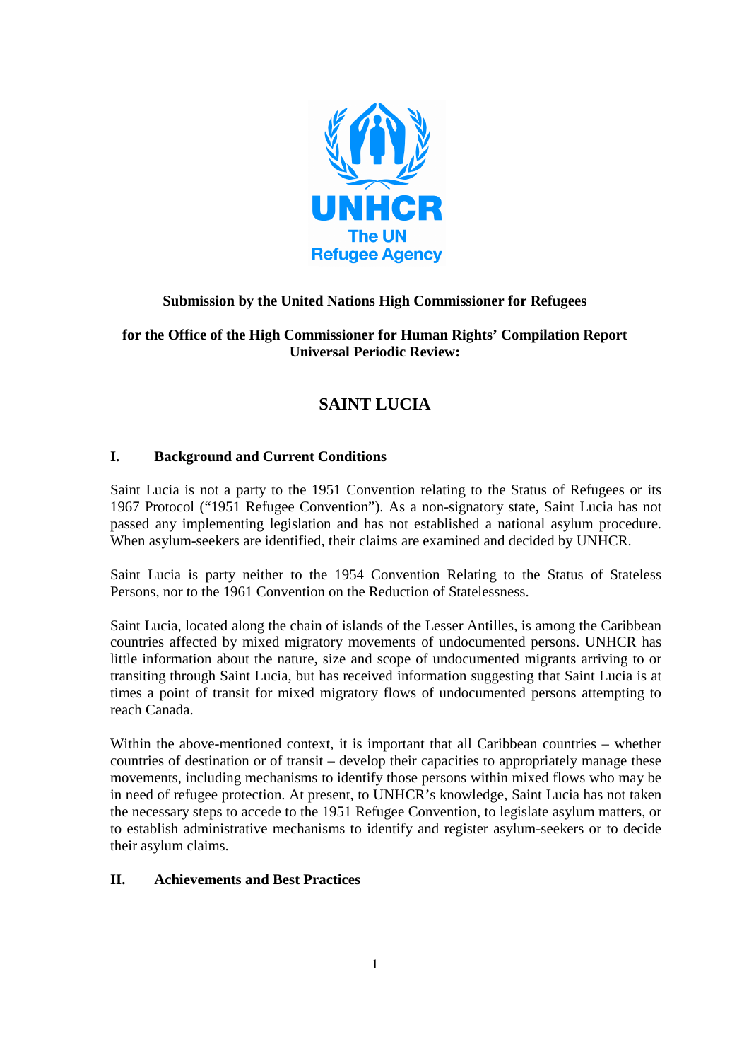**Submission by the United Nations High Commissioner for Refugees**

**for the Office of the High Commissioner for Human Rights' Compilation Report Universal Periodic Review:**

# SAINT LUCIA

## I. Background and Current Conditions

Saint Lucia is not a party to the 1951 Convention relating to the Status of Refugees or its 1967 Protocol ("1951 Refugee Convention"). As a non-signatory state, Saint Lucia has not passed any implementing legislation and has not established a national asylum procedure. When asylum-seekers are identified, their claims are examined and decided by UNHCR.

Saint Lucia is party neither to the 1954 Convention Relating to the Status of Stateless Persons, nor to the 1961 Convention on the Reduction of Statelessness.

Saint Lucia, located along the chain of islands of the Lesser Antilles, is among the Caribbean countries affected by mixed migratory movements of undocumented persons. UNHCR has little information about the nature, size and scope of undocumented migrants arriving to or transiting through Saint Lucia, but has received information suggesting that Saint Lucia is at times a point of transit for mixed migratory flows of undocumented persons attempting to reach Canada.

Within the above-mentioned context, it is important that all Caribbean countries – whether countries of destination or of transit – develop their capacities to appropriately manage these movements, including mechanisms to identify those persons within mixed flows who may be in need of refugee protection. At present, to UNHCR's knowledge, Saint Lucia has not taken the necessary steps to accede to the 1951 Refugee Convention, to legislate asylum matters, or to establish administrative mechanisms to identify and register asylum-seekers or to decide their asylum claims.

## II. Achievements and Best Practices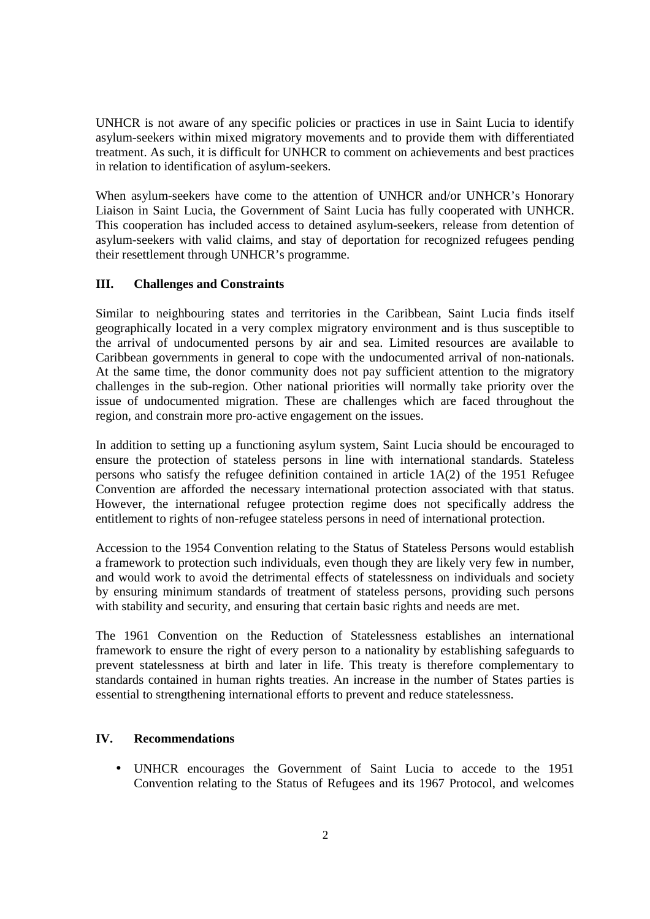UNHCR is not aware of any specific policies or practices in use in Saint Lucia to identify asylum-seekers within mixed migratory movements and to provide them with differentiated treatment. As such, it is difficult for UNHCR to comment on achievements and best practices in relation to identification of asylum-seekers.

When asylum-seekers have come to the attention of UNHCR and/or UNHCR's Honorary Liaison in Saint Lucia, the Government of Saint Lucia has fully cooperated with UNHCR. This cooperation has included access to detained asylum-seekers, release from detention of asylum-seekers with valid claims, and stay of deportation for recognized refugees pending their resettlement through UNHCR's programme.

## III. Challenges and Constraints

Similar to neighbouring states and territories in the Caribbean, Saint Lucia finds itself geographically located in a very complex migratory environment and is thus susceptible to the arrival of undocumented persons by air and sea. Limited resources are available to Caribbean governments in general to cope with the undocumented arrival of non-nationals. At the same time, the donor community does not pay sufficient attention to the migratory challenges in the sub-region. Other national priorities will normally take priority over the issue of undocumented migration. These are challenges which are faced throughout the region, and constrain more pro-active engagement on the issues.

In addition to setting up a functioning asylum system, Saint Lucia should be encouraged to ensure the protection of stateless persons in line with international standards. Stateless persons who satisfy the refugee definition contained in article 1A(2) of the 1951 Refugee Convention are afforded the necessary international protection associated with that status. However, the international refugee protection regime does not specifically address the entitlement to rights of non-refugee stateless persons in need of international protection.

Accession to the 1954 Convention relating to the Status of Stateless Persons would establish a framework to protection such individuals, even though they are likely very few in number, and would work to avoid the detrimental effects of statelessness on individuals and society by ensuring minimum standards of treatment of stateless persons, providing such persons with stability and security, and ensuring that certain basic rights and needs are met.

The 1961 Convention on the Reduction of Statelessness establishes an international framework to ensure the right of every person to a nationality by establishing safeguards to prevent statelessness at birth and later in life. This treaty is therefore complementary to standards contained in human rights treaties. An increase in the number of States parties is essential to strengthening international efforts to prevent and reduce statelessness.

## IV. Recommendations

- UNHCR encourages the Government of Saint Lucia to accede to the 1951 Convention relating to the Status of Refugees and its 1967 Protocol, and welcomes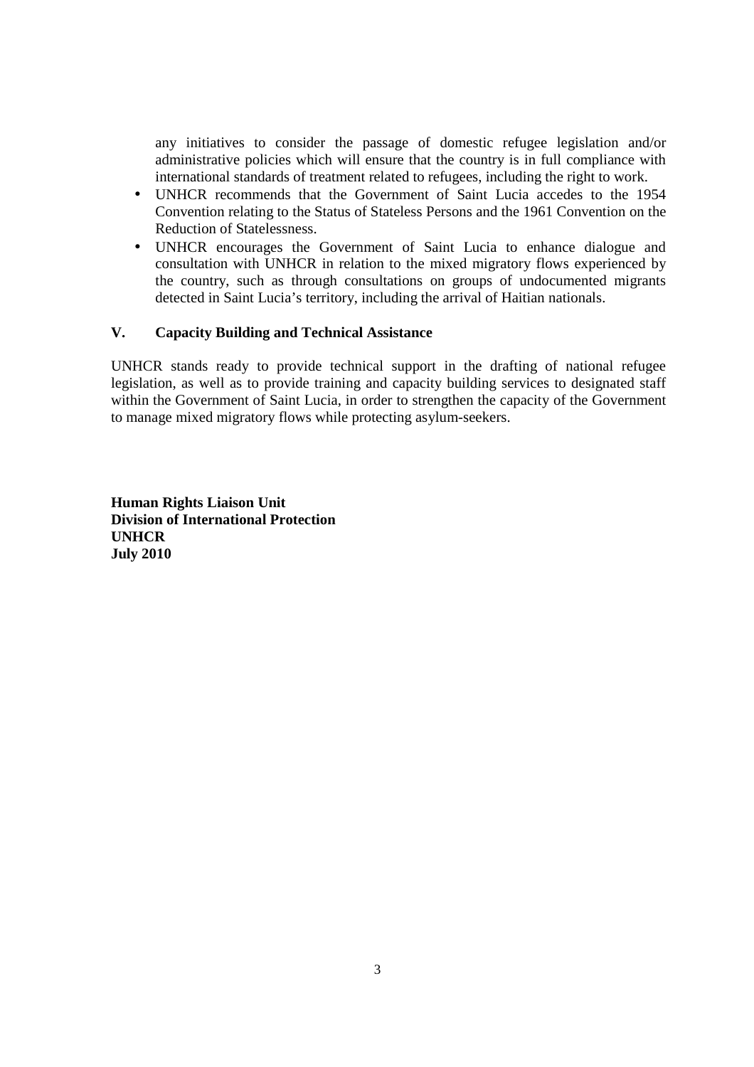any initiatives to consider the passage of domestic refugee legislation and/or administrative policies which will ensure that the country is in full compliance with international standards of treatment related to refugees, including the right to work.

- UNHCR recommends that the Government of Saint Lucia accedes to the 1954 Convention relating to the Status of Stateless Persons and the 1961 Convention on the Reduction of Statelessness.
- UNHCR encourages the Government of Saint Lucia to enhance dialogue and consultation with UNHCR in relation to the mixed migratory flows experienced by the country, such as through consultations on groups of undocumented migrants detected in Saint Lucia's territory, including the arrival of Haitian nationals.

## V. Capacity Building and Technical Assistance

UNHCR stands ready to provide technical support in the drafting of national refugee legislation, as well as to provide training and capacity building services to designated staff within the Government of Saint Lucia, in order to strengthen the capacity of the Government to manage mixed migratory flows while protecting asylum-seekers.

**Human Rights Liaison Unit**
**Division of International Protection**
**UNHCR**
**July 2010**